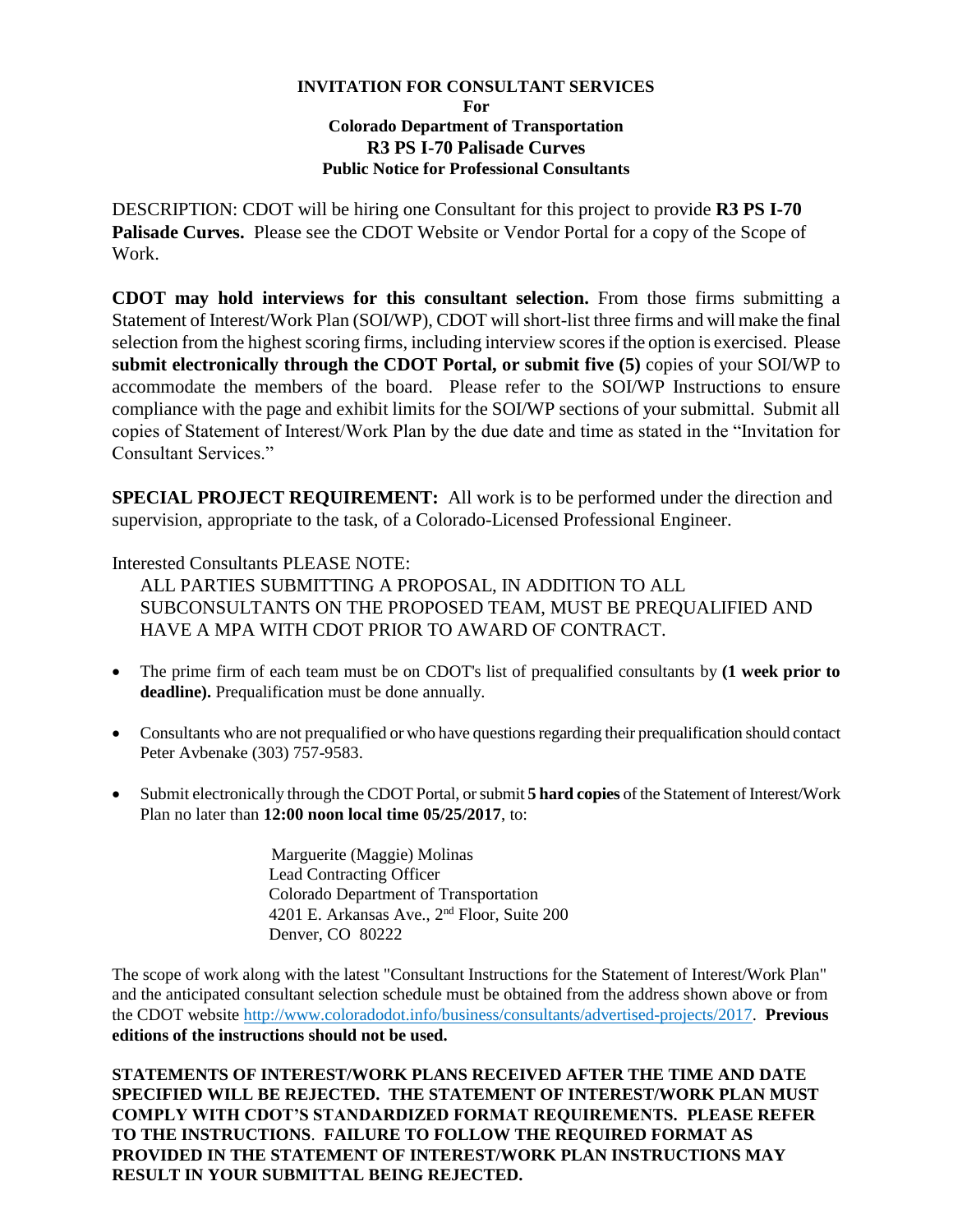**INVITATION FOR CONSULTANT SERVICES**
**For**
**Colorado Department of Transportation**
**R3 PS I-70 Palisade Curves**
**Public Notice for Professional Consultants**

DESCRIPTION: CDOT will be hiring one Consultant for this project to provide **R3 PS I-70 Palisade Curves.** Please see the CDOT Website or Vendor Portal for a copy of the Scope of Work.

**CDOT may hold interviews for this consultant selection.** From those firms submitting a Statement of Interest/Work Plan (SOI/WP), CDOT will short-list three firms and will make the final selection from the highest scoring firms, including interview scores if the option is exercised. Please **submit electronically through the CDOT Portal, or submit five (5)** copies of your SOI/WP to accommodate the members of the board. Please refer to the SOI/WP Instructions to ensure compliance with the page and exhibit limits for the SOI/WP sections of your submittal. Submit all copies of Statement of Interest/Work Plan by the due date and time as stated in the "Invitation for Consultant Services."

**SPECIAL PROJECT REQUIREMENT:** All work is to be performed under the direction and supervision, appropriate to the task, of a Colorado-Licensed Professional Engineer.

Interested Consultants PLEASE NOTE:

ALL PARTIES SUBMITTING A PROPOSAL, IN ADDITION TO ALL SUBCONSULTANTS ON THE PROPOSED TEAM, MUST BE PREQUALIFIED AND HAVE A MPA WITH CDOT PRIOR TO AWARD OF CONTRACT.

- The prime firm of each team must be on CDOT's list of prequalified consultants by **(1 week prior to deadline).** Prequalification must be done annually.
- Consultants who are not prequalified or who have questions regarding their prequalification should contact Peter Avbenake (303) 757-9583.
- Submit electronically through the CDOT Portal, or submit **5 hard copies** of the Statement of Interest/Work Plan no later than **12:00 noon local time 05/25/2017**, to:

Marguerite (Maggie) Molinas
Lead Contracting Officer
Colorado Department of Transportation
4201 E. Arkansas Ave., 2nd Floor, Suite 200
Denver, CO 80222

The scope of work along with the latest "Consultant Instructions for the Statement of Interest/Work Plan" and the anticipated consultant selection schedule must be obtained from the address shown above or from the CDOT website http://www.coloradodot.info/business/consultants/advertised-projects/2017. **Previous editions of the instructions should not be used.**

**STATEMENTS OF INTEREST/WORK PLANS RECEIVED AFTER THE TIME AND DATE SPECIFIED WILL BE REJECTED. THE STATEMENT OF INTEREST/WORK PLAN MUST COMPLY WITH CDOT'S STANDARDIZED FORMAT REQUIREMENTS. PLEASE REFER TO THE INSTRUCTIONS. FAILURE TO FOLLOW THE REQUIRED FORMAT AS PROVIDED IN THE STATEMENT OF INTEREST/WORK PLAN INSTRUCTIONS MAY RESULT IN YOUR SUBMITTAL BEING REJECTED.**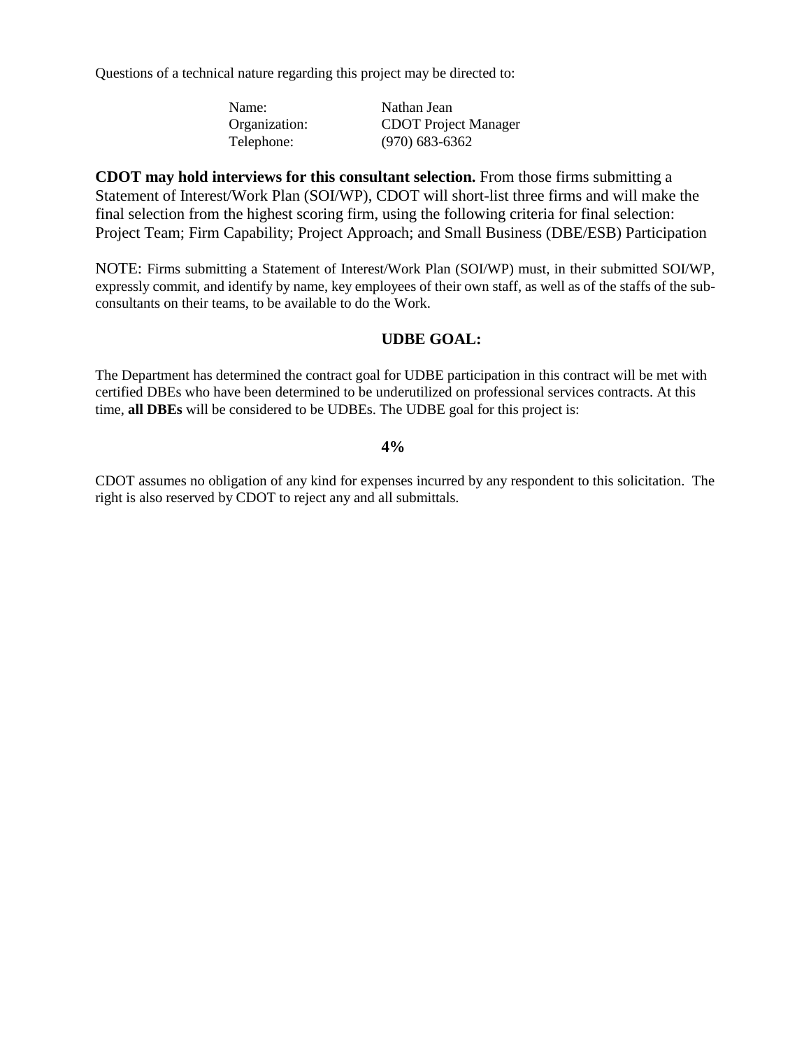Questions of a technical nature regarding this project may be directed to:

| | |
|---|---|
| Name: | Nathan Jean |
| Organization: | CDOT Project Manager |
| Telephone: | (970) 683-6362 |

**CDOT may hold interviews for this consultant selection.** From those firms submitting a Statement of Interest/Work Plan (SOI/WP), CDOT will short-list three firms and will make the final selection from the highest scoring firm, using the following criteria for final selection: Project Team; Firm Capability; Project Approach; and Small Business (DBE/ESB) Participation

NOTE: Firms submitting a Statement of Interest/Work Plan (SOI/WP) must, in their submitted SOI/WP, expressly commit, and identify by name, key employees of their own staff, as well as of the staffs of the sub-consultants on their teams, to be available to do the Work.

## UDBE GOAL:

The Department has determined the contract goal for UDBE participation in this contract will be met with certified DBEs who have been determined to be underutilized on professional services contracts. At this time, **all DBEs** will be considered to be UDBEs. The UDBE goal for this project is:

**4%**

CDOT assumes no obligation of any kind for expenses incurred by any respondent to this solicitation. The right is also reserved by CDOT to reject any and all submittals.